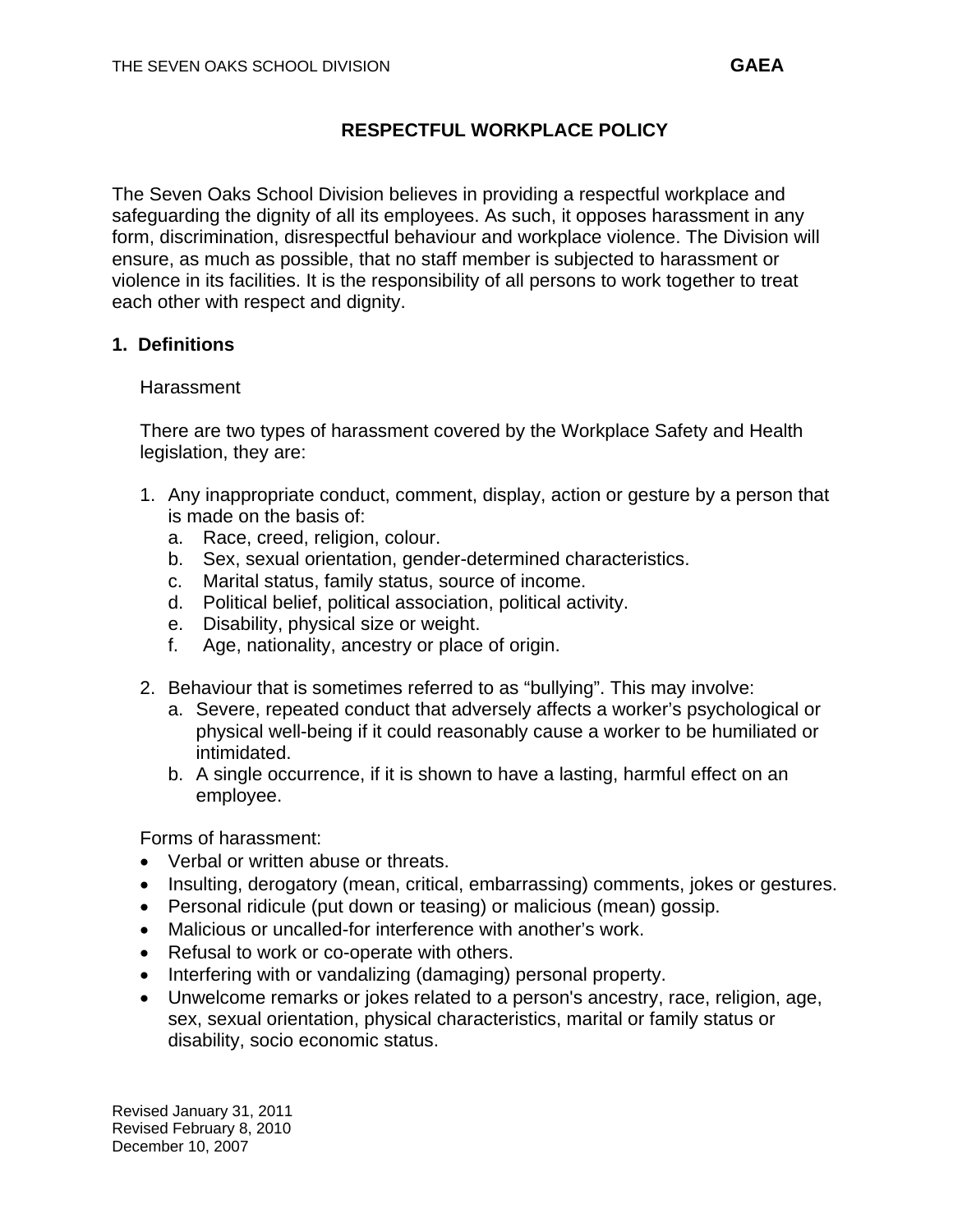# RESPECTFUL WORKPLACE POLICY

The Seven Oaks School Division believes in providing a respectful workplace and safeguarding the dignity of all its employees. As such, it opposes harassment in any form, discrimination, disrespectful behaviour and workplace violence. The Division will ensure, as much as possible, that no staff member is subjected to harassment or violence in its facilities. It is the responsibility of all persons to work together to treat each other with respect and dignity.

## 1. Definitions

Harassment

There are two types of harassment covered by the Workplace Safety and Health legislation, they are:

1. Any inappropriate conduct, comment, display, action or gesture by a person that is made on the basis of:
   a. Race, creed, religion, colour.
   b. Sex, sexual orientation, gender-determined characteristics.
   c. Marital status, family status, source of income.
   d. Political belief, political association, political activity.
   e. Disability, physical size or weight.
   f. Age, nationality, ancestry or place of origin.

2. Behaviour that is sometimes referred to as "bullying". This may involve:
   a. Severe, repeated conduct that adversely affects a worker's psychological or physical well-being if it could reasonably cause a worker to be humiliated or intimidated.
   b. A single occurrence, if it is shown to have a lasting, harmful effect on an employee.

Forms of harassment:

- Verbal or written abuse or threats.
- Insulting, derogatory (mean, critical, embarrassing) comments, jokes or gestures.
- Personal ridicule (put down or teasing) or malicious (mean) gossip.
- Malicious or uncalled-for interference with another's work.
- Refusal to work or co-operate with others.
- Interfering with or vandalizing (damaging) personal property.
- Unwelcome remarks or jokes related to a person's ancestry, race, religion, age, sex, sexual orientation, physical characteristics, marital or family status or disability, socio economic status.

Revised January 31, 2011
Revised February 8, 2010
December 10, 2007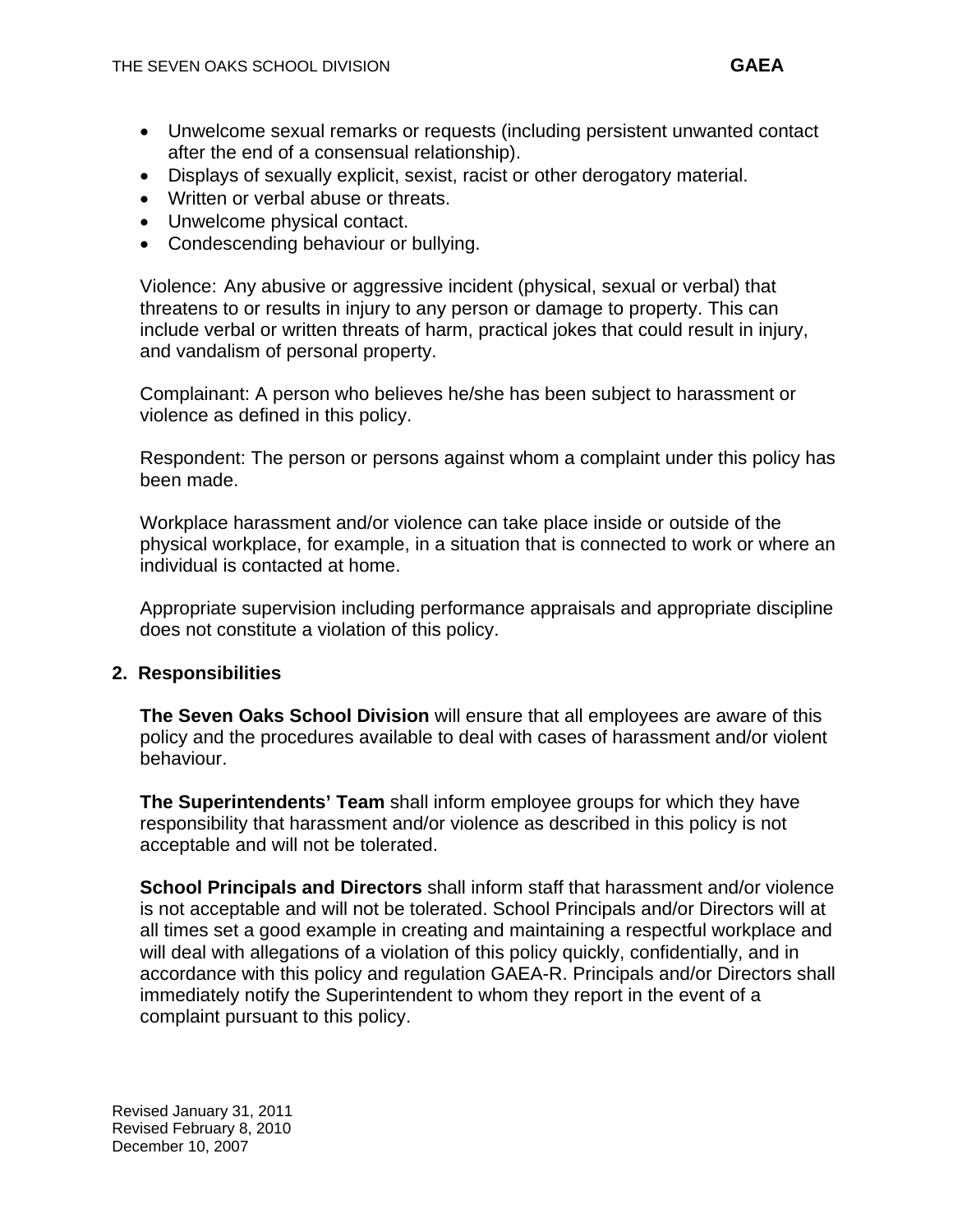- Unwelcome sexual remarks or requests (including persistent unwanted contact after the end of a consensual relationship).
- Displays of sexually explicit, sexist, racist or other derogatory material.
- Written or verbal abuse or threats.
- Unwelcome physical contact.
- Condescending behaviour or bullying.

Violence: Any abusive or aggressive incident (physical, sexual or verbal) that threatens to or results in injury to any person or damage to property. This can include verbal or written threats of harm, practical jokes that could result in injury, and vandalism of personal property.

Complainant: A person who believes he/she has been subject to harassment or violence as defined in this policy.

Respondent: The person or persons against whom a complaint under this policy has been made.

Workplace harassment and/or violence can take place inside or outside of the physical workplace, for example, in a situation that is connected to work or where an individual is contacted at home.

Appropriate supervision including performance appraisals and appropriate discipline does not constitute a violation of this policy.

## 2. Responsibilities

**The Seven Oaks School Division** will ensure that all employees are aware of this policy and the procedures available to deal with cases of harassment and/or violent behaviour.

**The Superintendents' Team** shall inform employee groups for which they have responsibility that harassment and/or violence as described in this policy is not acceptable and will not be tolerated.

**School Principals and Directors** shall inform staff that harassment and/or violence is not acceptable and will not be tolerated. School Principals and/or Directors will at all times set a good example in creating and maintaining a respectful workplace and will deal with allegations of a violation of this policy quickly, confidentially, and in accordance with this policy and regulation GAEA-R. Principals and/or Directors shall immediately notify the Superintendent to whom they report in the event of a complaint pursuant to this policy.

Revised January 31, 2011
Revised February 8, 2010
December 10, 2007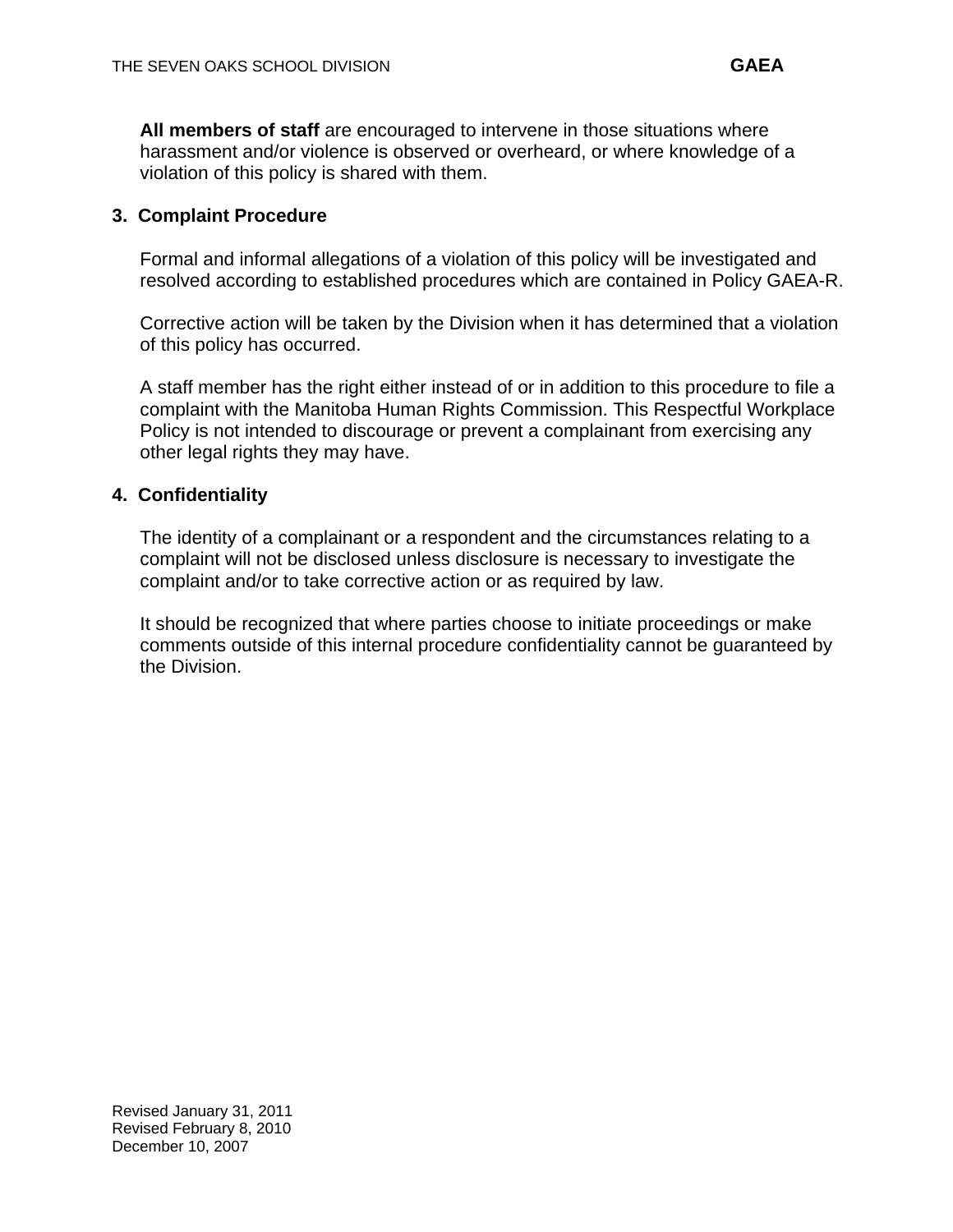**All members of staff** are encouraged to intervene in those situations where harassment and/or violence is observed or overheard, or where knowledge of a violation of this policy is shared with them.

## 3. Complaint Procedure

Formal and informal allegations of a violation of this policy will be investigated and resolved according to established procedures which are contained in Policy GAEA-R.

Corrective action will be taken by the Division when it has determined that a violation of this policy has occurred.

A staff member has the right either instead of or in addition to this procedure to file a complaint with the Manitoba Human Rights Commission. This Respectful Workplace Policy is not intended to discourage or prevent a complainant from exercising any other legal rights they may have.

## 4. Confidentiality

The identity of a complainant or a respondent and the circumstances relating to a complaint will not be disclosed unless disclosure is necessary to investigate the complaint and/or to take corrective action or as required by law.

It should be recognized that where parties choose to initiate proceedings or make comments outside of this internal procedure confidentiality cannot be guaranteed by the Division.

Revised January 31, 2011
Revised February 8, 2010
December 10, 2007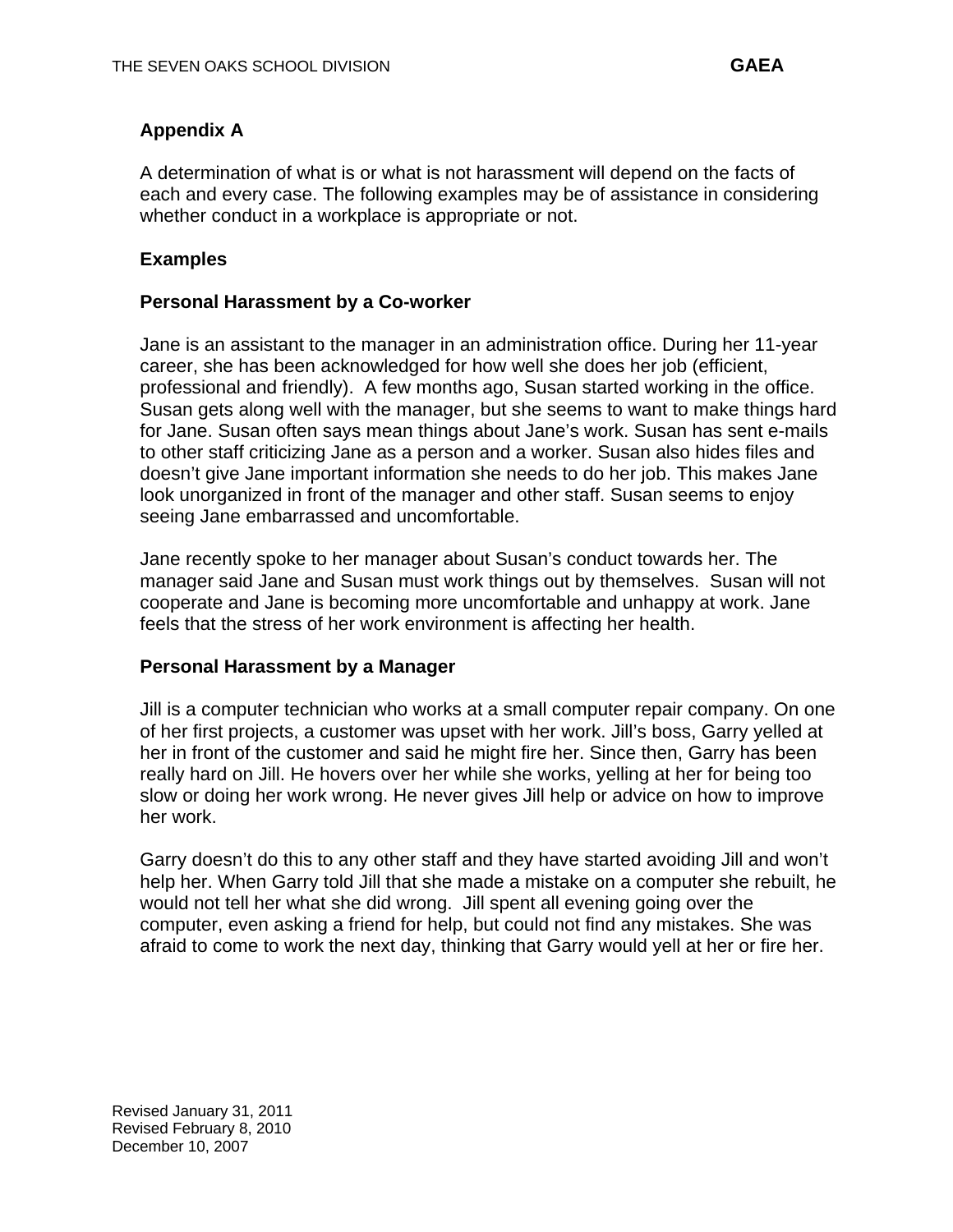## Appendix A

A determination of what is or what is not harassment will depend on the facts of each and every case. The following examples may be of assistance in considering whether conduct in a workplace is appropriate or not.

### Examples

#### Personal Harassment by a Co-worker

Jane is an assistant to the manager in an administration office. During her 11-year career, she has been acknowledged for how well she does her job (efficient, professional and friendly). A few months ago, Susan started working in the office. Susan gets along well with the manager, but she seems to want to make things hard for Jane. Susan often says mean things about Jane's work. Susan has sent e-mails to other staff criticizing Jane as a person and a worker. Susan also hides files and doesn't give Jane important information she needs to do her job. This makes Jane look unorganized in front of the manager and other staff. Susan seems to enjoy seeing Jane embarrassed and uncomfortable.

Jane recently spoke to her manager about Susan's conduct towards her. The manager said Jane and Susan must work things out by themselves. Susan will not cooperate and Jane is becoming more uncomfortable and unhappy at work. Jane feels that the stress of her work environment is affecting her health.

#### Personal Harassment by a Manager

Jill is a computer technician who works at a small computer repair company. On one of her first projects, a customer was upset with her work. Jill's boss, Garry yelled at her in front of the customer and said he might fire her. Since then, Garry has been really hard on Jill. He hovers over her while she works, yelling at her for being too slow or doing her work wrong. He never gives Jill help or advice on how to improve her work.

Garry doesn't do this to any other staff and they have started avoiding Jill and won't help her. When Garry told Jill that she made a mistake on a computer she rebuilt, he would not tell her what she did wrong. Jill spent all evening going over the computer, even asking a friend for help, but could not find any mistakes. She was afraid to come to work the next day, thinking that Garry would yell at her or fire her.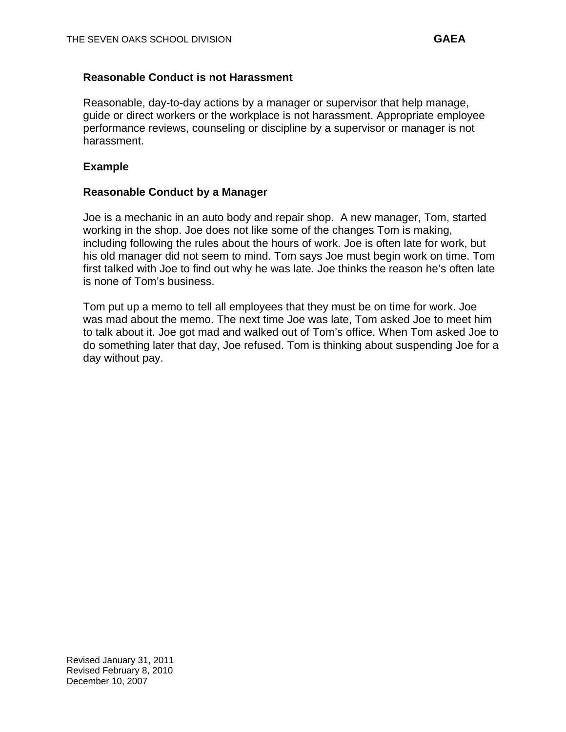**Reasonable Conduct is not Harassment**

Reasonable, day-to-day actions by a manager or supervisor that help manage, guide or direct workers or the workplace is not harassment. Appropriate employee performance reviews, counseling or discipline by a supervisor or manager is not harassment.

**Example**

**Reasonable Conduct by a Manager**

Joe is a mechanic in an auto body and repair shop. A new manager, Tom, started working in the shop. Joe does not like some of the changes Tom is making, including following the rules about the hours of work. Joe is often late for work, but his old manager did not seem to mind. Tom says Joe must begin work on time. Tom first talked with Joe to find out why he was late. Joe thinks the reason he's often late is none of Tom's business.

Tom put up a memo to tell all employees that they must be on time for work. Joe was mad about the memo. The next time Joe was late, Tom asked Joe to meet him to talk about it. Joe got mad and walked out of Tom's office. When Tom asked Joe to do something later that day, Joe refused. Tom is thinking about suspending Joe for a day without pay.